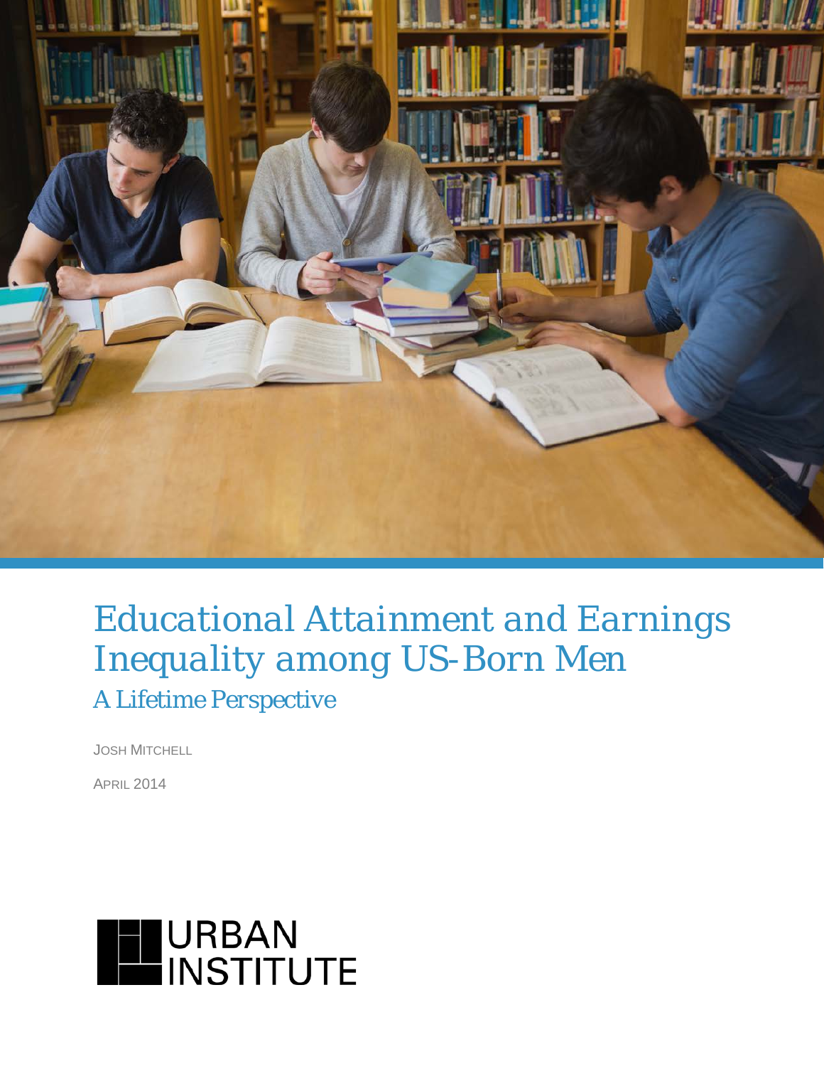# Educational Attainment and Earnings Inequality among US-Born Men

## A Lifetime Perspective

JOSH MITCHELL

APRIL 2014

URBAN INSTITUTE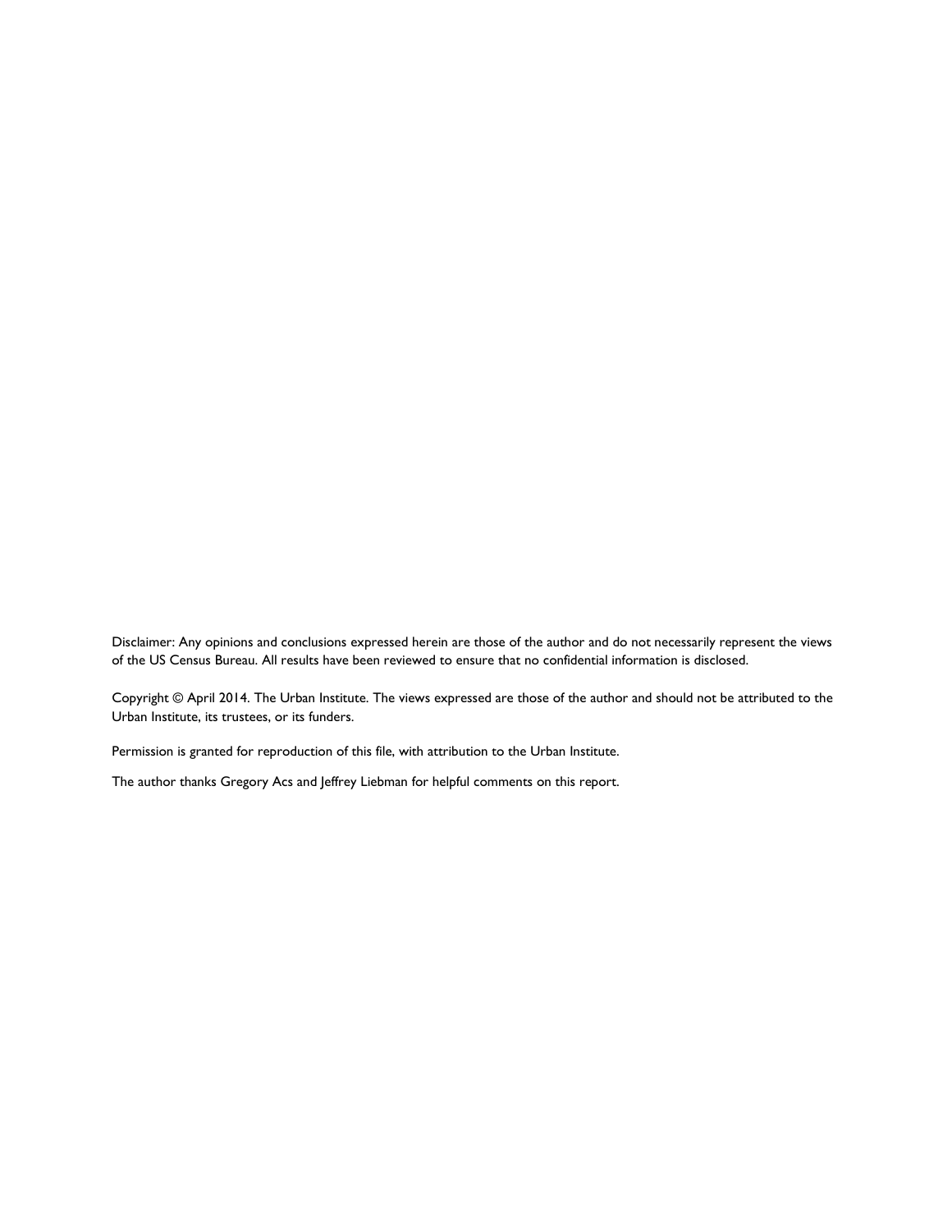Disclaimer: Any opinions and conclusions expressed herein are those of the author and do not necessarily represent the views of the US Census Bureau. All results have been reviewed to ensure that no confidential information is disclosed.

Copyright © April 2014. The Urban Institute. The views expressed are those of the author and should not be attributed to the Urban Institute, its trustees, or its funders.

Permission is granted for reproduction of this file, with attribution to the Urban Institute.

The author thanks Gregory Acs and Jeffrey Liebman for helpful comments on this report.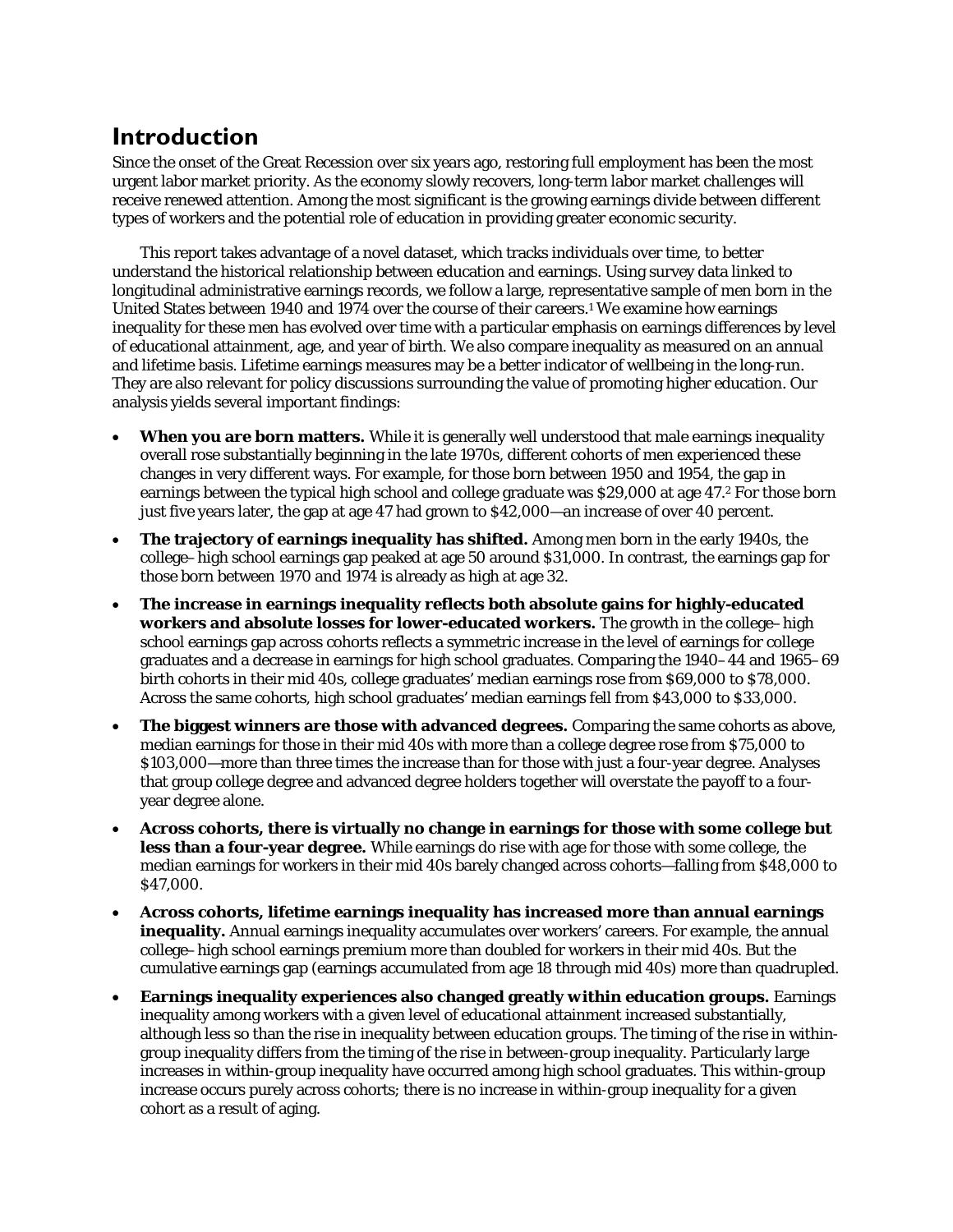# Introduction

Since the onset of the Great Recession over six years ago, restoring full employment has been the most urgent labor market priority. As the economy slowly recovers, long-term labor market challenges will receive renewed attention. Among the most significant is the growing earnings divide between different types of workers and the potential role of education in providing greater economic security.

This report takes advantage of a novel dataset, which tracks individuals over time, to better understand the historical relationship between education and earnings. Using survey data linked to longitudinal administrative earnings records, we follow a large, representative sample of men born in the United States between 1940 and 1974 over the course of their careers.[1] We examine how earnings inequality for these men has evolved over time with a particular emphasis on earnings differences by level of educational attainment, age, and year of birth. We also compare inequality as measured on an annual and lifetime basis. Lifetime earnings measures may be a better indicator of wellbeing in the long-run. They are also relevant for policy discussions surrounding the value of promoting higher education. Our analysis yields several important findings:

- **When you are born matters.** While it is generally well understood that male earnings inequality overall rose substantially beginning in the late 1970s, different cohorts of men experienced these changes in very different ways. For example, for those born between 1950 and 1954, the gap in earnings between the typical high school and college graduate was $29,000 at age 47.[2] For those born just five years later, the gap at age 47 had grown to $42,000—an increase of over 40 percent.
- **The trajectory of earnings inequality has shifted.** Among men born in the early 1940s, the college–high school earnings gap peaked at age 50 around $31,000. In contrast, the earnings gap for those born between 1970 and 1974 is already as high at age 32.
- **The increase in earnings inequality reflects both absolute gains for highly-educated workers and absolute losses for lower-educated workers.** The growth in the college–high school earnings gap across cohorts reflects a symmetric increase in the level of earnings for college graduates and a decrease in earnings for high school graduates. Comparing the 1940–44 and 1965–69 birth cohorts in their mid 40s, college graduates' median earnings rose from $69,000 to $78,000. Across the same cohorts, high school graduates' median earnings fell from $43,000 to $33,000.
- **The biggest winners are those with advanced degrees.** Comparing the same cohorts as above, median earnings for those in their mid 40s with more than a college degree rose from $75,000 to $103,000—more than three times the increase than for those with just a four-year degree. Analyses that group college degree and advanced degree holders together will overstate the payoff to a four-year degree alone.
- **Across cohorts, there is virtually no change in earnings for those with some college but less than a four-year degree.** While earnings do rise with age for those with some college, the median earnings for workers in their mid 40s barely changed across cohorts—falling from $48,000 to $47,000.
- **Across cohorts, lifetime earnings inequality has increased more than annual earnings inequality.** Annual earnings inequality accumulates over workers' careers. For example, the annual college–high school earnings premium more than doubled for workers in their mid 40s. But the cumulative earnings gap (earnings accumulated from age 18 through mid 40s) more than quadrupled.
- **Earnings inequality experiences also changed greatly *within* education groups.** Earnings inequality among workers with a given level of educational attainment increased substantially, although less so than the rise in inequality between education groups. The timing of the rise in within-group inequality differs from the timing of the rise in between-group inequality. Particularly large increases in within-group inequality have occurred among high school graduates. This within-group increase occurs purely across cohorts; there is no increase in within-group inequality for a given cohort as a result of aging.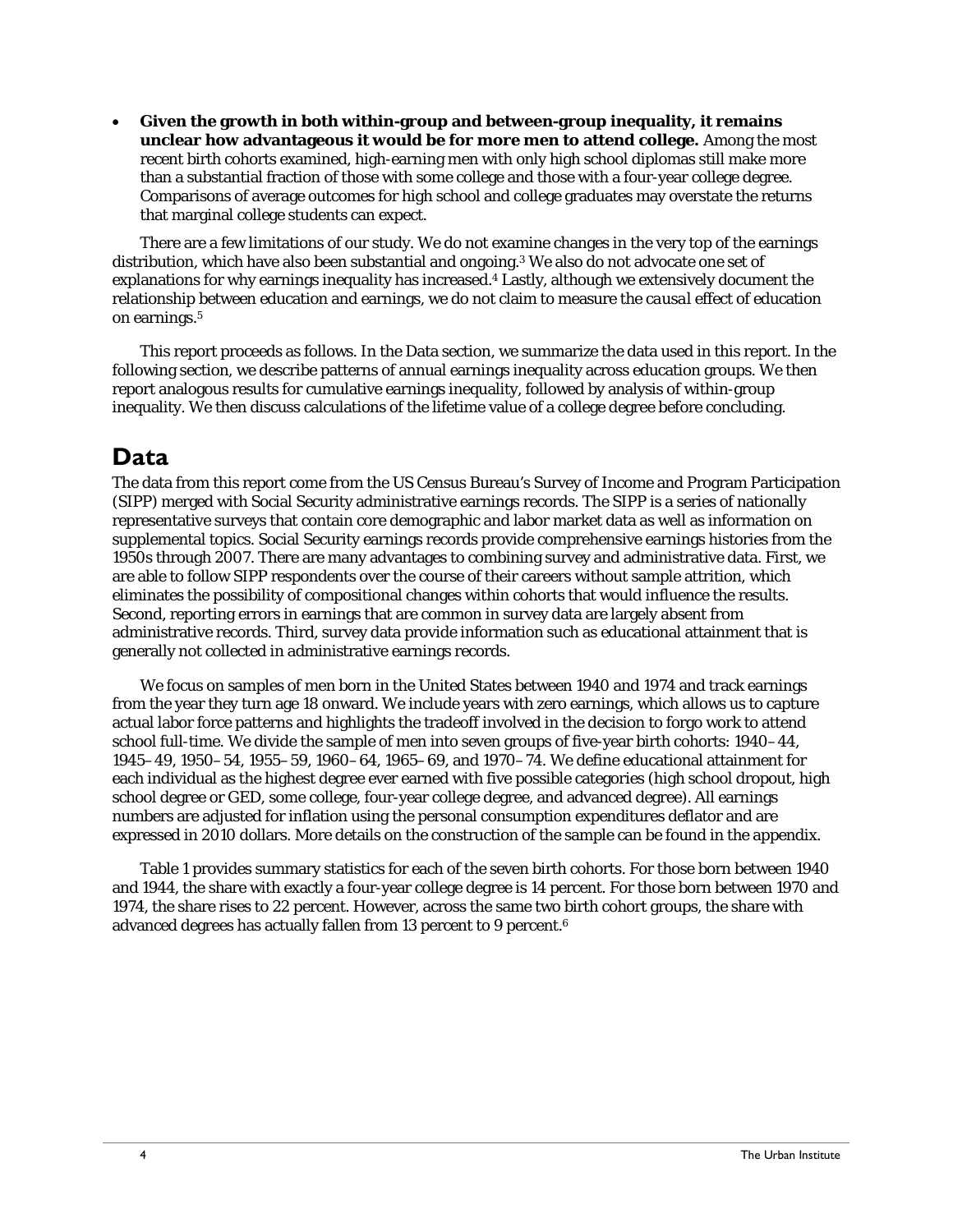- **Given the growth in both within-group and between-group inequality, it remains unclear how advantageous it would be for more men to attend college.** Among the most recent birth cohorts examined, high-earning men with only high school diplomas still make more than a substantial fraction of those with some college and those with a four-year college degree. Comparisons of average outcomes for high school and college graduates may overstate the returns that marginal college students can expect.

There are a few limitations of our study. We do not examine changes in the very top of the earnings distribution, which have also been substantial and ongoing.[3] We also do not advocate one set of explanations for why earnings inequality has increased.[4] Lastly, although we extensively document the relationship between education and earnings, we do not claim to measure the *causal* effect of education on earnings.[5]

This report proceeds as follows. In the Data section, we summarize the data used in this report. In the following section, we describe patterns of annual earnings inequality across education groups. We then report analogous results for cumulative earnings inequality, followed by analysis of within-group inequality. We then discuss calculations of the lifetime value of a college degree before concluding.

## Data

The data from this report come from the US Census Bureau's Survey of Income and Program Participation (SIPP) merged with Social Security administrative earnings records. The SIPP is a series of nationally representative surveys that contain core demographic and labor market data as well as information on supplemental topics. Social Security earnings records provide comprehensive earnings histories from the 1950s through 2007. There are many advantages to combining survey and administrative data. First, we are able to follow SIPP respondents over the course of their careers without sample attrition, which eliminates the possibility of compositional changes within cohorts that would influence the results. Second, reporting errors in earnings that are common in survey data are largely absent from administrative records. Third, survey data provide information such as educational attainment that is generally not collected in administrative earnings records.

We focus on samples of men born in the United States between 1940 and 1974 and track earnings from the year they turn age 18 onward. We include years with zero earnings, which allows us to capture actual labor force patterns and highlights the tradeoff involved in the decision to forgo work to attend school full-time. We divide the sample of men into seven groups of five-year birth cohorts: 1940–44, 1945–49, 1950–54, 1955–59, 1960–64, 1965–69, and 1970–74. We define educational attainment for each individual as the highest degree ever earned with five possible categories (high school dropout, high school degree or GED, some college, four-year college degree, and advanced degree). All earnings numbers are adjusted for inflation using the personal consumption expenditures deflator and are expressed in 2010 dollars. More details on the construction of the sample can be found in the appendix.

Table 1 provides summary statistics for each of the seven birth cohorts. For those born between 1940 and 1944, the share with exactly a four-year college degree is 14 percent. For those born between 1970 and 1974, the share rises to 22 percent. However, across the same two birth cohort groups, the share with advanced degrees has actually fallen from 13 percent to 9 percent.[6]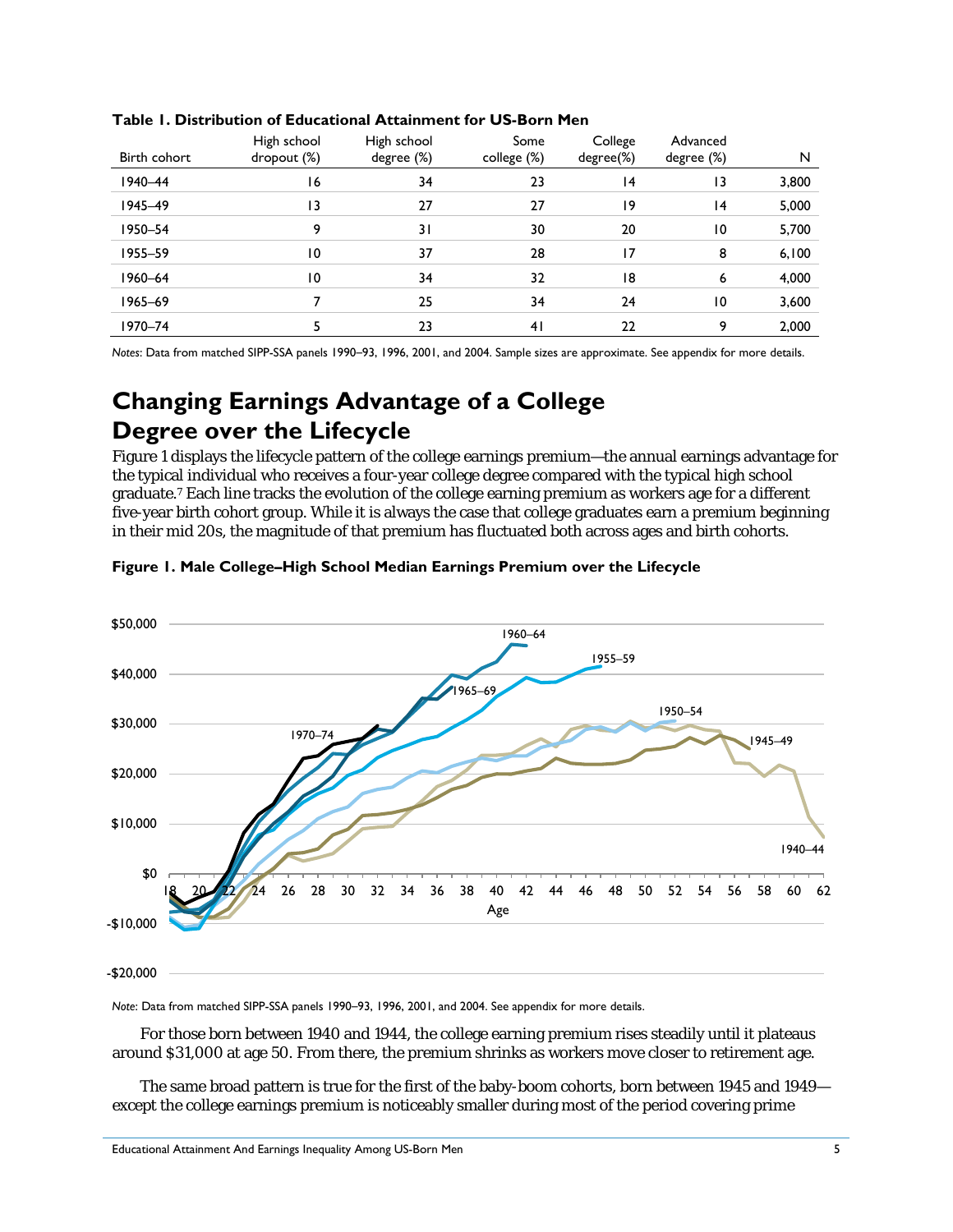**Table 1. Distribution of Educational Attainment for US-Born Men**

| Birth cohort | High school dropout (%) | High school degree (%) | Some college (%) | College degree(%) | Advanced degree (%) | N |
|---|---|---|---|---|---|---|
| 1940–44 | 16 | 34 | 23 | 14 | 13 | 3,800 |
| 1945–49 | 13 | 27 | 27 | 19 | 14 | 5,000 |
| 1950–54 | 9 | 31 | 30 | 20 | 10 | 5,700 |
| 1955–59 | 10 | 37 | 28 | 17 | 8 | 6,100 |
| 1960–64 | 10 | 34 | 32 | 18 | 6 | 4,000 |
| 1965–69 | 7 | 25 | 34 | 24 | 10 | 3,600 |
| 1970–74 | 5 | 23 | 41 | 22 | 9 | 2,000 |

*Notes*: Data from matched SIPP-SSA panels 1990–93, 1996, 2001, and 2004. Sample sizes are approximate. See appendix for more details.

## Changing Earnings Advantage of a College Degree over the Lifecycle

Figure 1 displays the lifecycle pattern of the college earnings premium—the annual earnings advantage for the typical individual who receives a four-year college degree compared with the typical high school graduate.[7] Each line tracks the evolution of the college earning premium as workers age for a different five-year birth cohort group. While it is always the case that college graduates earn a premium beginning in their mid 20s, the magnitude of that premium has fluctuated both across ages and birth cohorts.

**Figure 1. Male College–High School Median Earnings Premium over the Lifecycle**

*Note*: Data from matched SIPP-SSA panels 1990–93, 1996, 2001, and 2004. See appendix for more details.

For those born between 1940 and 1944, the college earning premium rises steadily until it plateaus around $31,000 at age 50. From there, the premium shrinks as workers move closer to retirement age.

The same broad pattern is true for the first of the baby-boom cohorts, born between 1945 and 1949—except the college earnings premium is noticeably smaller during most of the period covering prime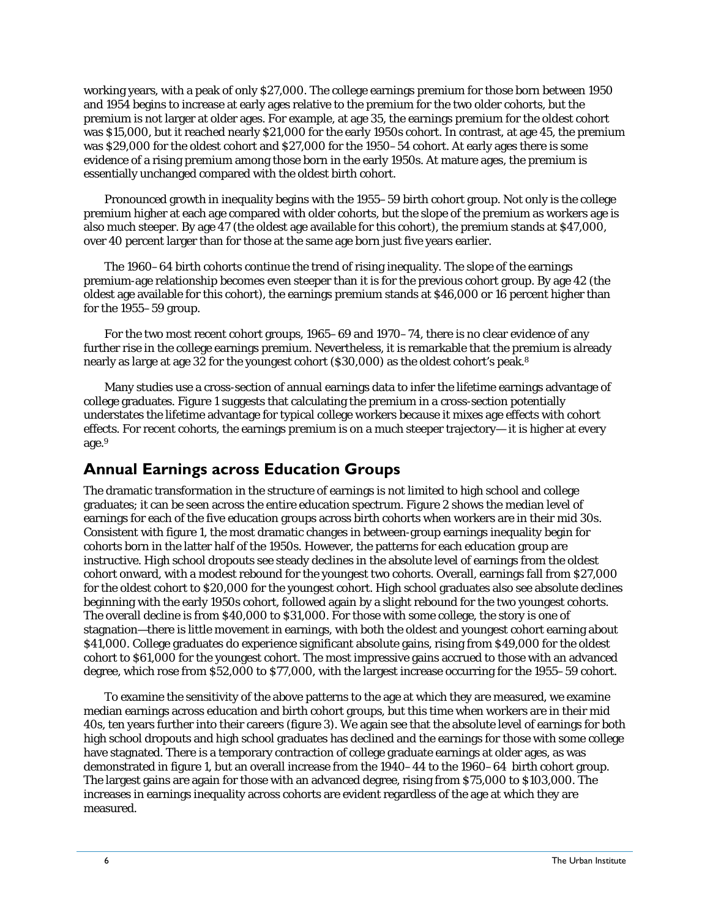working years, with a peak of only $27,000. The college earnings premium for those born between 1950 and 1954 begins to increase at early ages relative to the premium for the two older cohorts, but the premium is not larger at older ages. For example, at age 35, the earnings premium for the oldest cohort was $15,000, but it reached nearly $21,000 for the early 1950s cohort. In contrast, at age 45, the premium was $29,000 for the oldest cohort and $27,000 for the 1950–54 cohort. At early ages there is some evidence of a rising premium among those born in the early 1950s. At mature ages, the premium is essentially unchanged compared with the oldest birth cohort.

Pronounced growth in inequality begins with the 1955–59 birth cohort group. Not only is the college premium higher at each age compared with older cohorts, but the slope of the premium as workers age is also much steeper. By age 47 (the oldest age available for this cohort), the premium stands at $47,000, over 40 percent larger than for those at the same age born just five years earlier.

The 1960–64 birth cohorts continue the trend of rising inequality. The slope of the earnings premium-age relationship becomes even steeper than it is for the previous cohort group. By age 42 (the oldest age available for this cohort), the earnings premium stands at $46,000 or 16 percent higher than for the 1955–59 group.

For the two most recent cohort groups, 1965–69 and 1970–74, there is no clear evidence of any further rise in the college earnings premium. Nevertheless, it is remarkable that the premium is already nearly as large at age 32 for the youngest cohort ($30,000) as the oldest cohort's peak.[8]

Many studies use a cross-section of annual earnings data to infer the lifetime earnings advantage of college graduates. Figure 1 suggests that calculating the premium in a cross-section potentially understates the lifetime advantage for typical college workers because it mixes age effects with cohort effects. For recent cohorts, the earnings premium is on a much steeper trajectory—it is higher at every age.[9]

## Annual Earnings across Education Groups

The dramatic transformation in the structure of earnings is not limited to high school and college graduates; it can be seen across the entire education spectrum. Figure 2 shows the median level of earnings for each of the five education groups across birth cohorts when workers are in their mid 30s. Consistent with figure 1, the most dramatic changes in between-group earnings inequality begin for cohorts born in the latter half of the 1950s. However, the patterns for each education group are instructive. High school dropouts see steady declines in the absolute level of earnings from the oldest cohort onward, with a modest rebound for the youngest two cohorts. Overall, earnings fall from $27,000 for the oldest cohort to $20,000 for the youngest cohort. High school graduates also see absolute declines beginning with the early 1950s cohort, followed again by a slight rebound for the two youngest cohorts. The overall decline is from $40,000 to $31,000. For those with some college, the story is one of stagnation—there is little movement in earnings, with both the oldest and youngest cohort earning about $41,000. College graduates do experience significant absolute gains, rising from $49,000 for the oldest cohort to $61,000 for the youngest cohort. The most impressive gains accrued to those with an advanced degree, which rose from $52,000 to $77,000, with the largest increase occurring for the 1955–59 cohort.

To examine the sensitivity of the above patterns to the age at which they are measured, we examine median earnings across education and birth cohort groups, but this time when workers are in their mid 40s, ten years further into their careers (figure 3). We again see that the absolute level of earnings for both high school dropouts and high school graduates has declined and the earnings for those with some college have stagnated. There is a temporary contraction of college graduate earnings at older ages, as was demonstrated in figure 1, but an overall increase from the 1940–44 to the 1960–64 birth cohort group. The largest gains are again for those with an advanced degree, rising from $75,000 to $103,000. The increases in earnings inequality across cohorts are evident regardless of the age at which they are measured.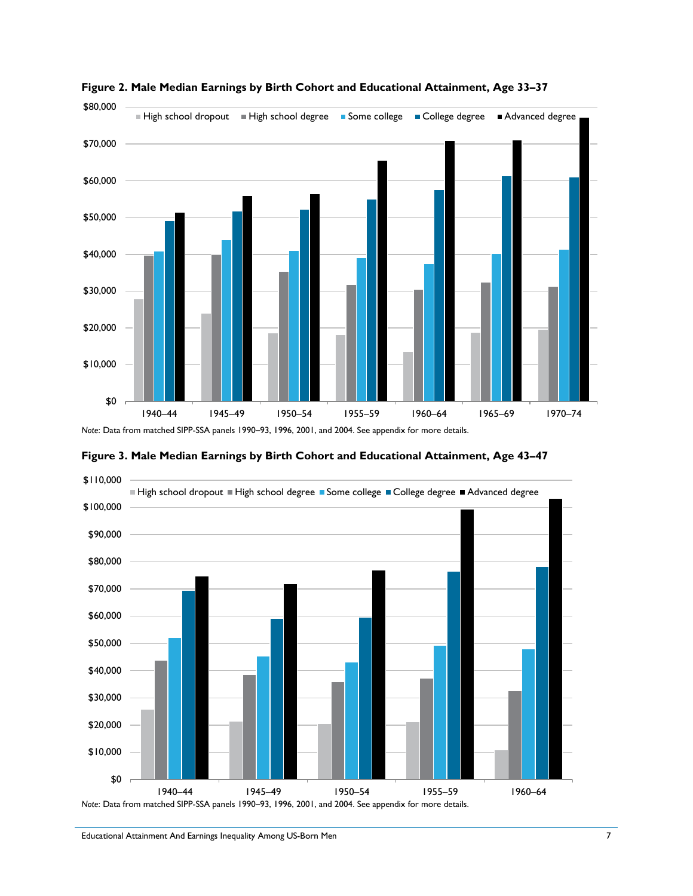**Figure 2. Male Median Earnings by Birth Cohort and Educational Attainment, Age 33–37**

*Note*: Data from matched SIPP-SSA panels 1990–93, 1996, 2001, and 2004. See appendix for more details.

**Figure 3. Male Median Earnings by Birth Cohort and Educational Attainment, Age 43–47**

*Note*: Data from matched SIPP-SSA panels 1990–93, 1996, 2001, and 2004. See appendix for more details.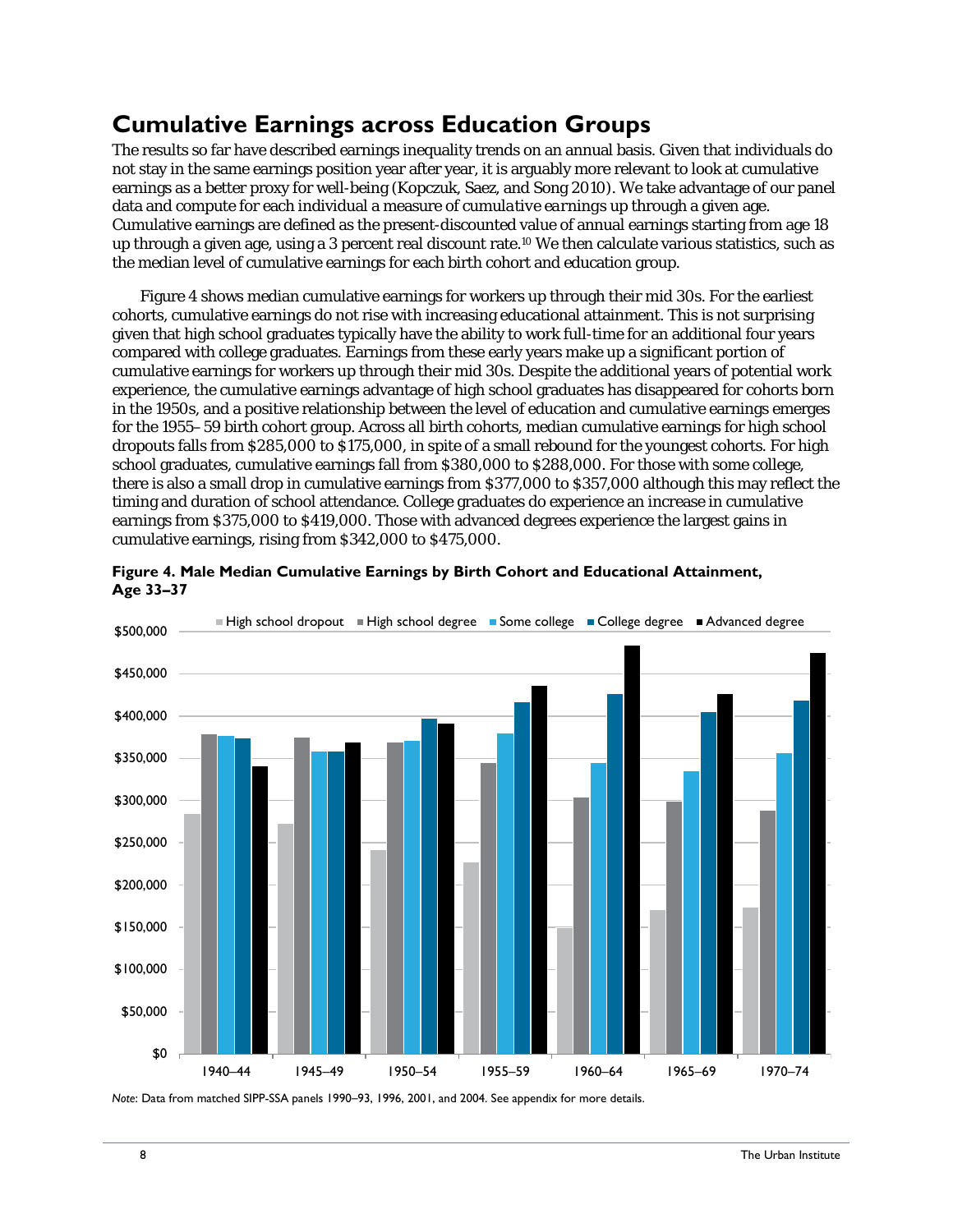## Cumulative Earnings across Education Groups

The results so far have described earnings inequality trends on an annual basis. Given that individuals do not stay in the same earnings position year after year, it is arguably more relevant to look at cumulative earnings as a better proxy for well-being (Kopczuk, Saez, and Song 2010). We take advantage of our panel data and compute for each individual a measure of *cumulative earnings* up through a given age. Cumulative earnings are defined as the present-discounted value of annual earnings starting from age 18 up through a given age, using a 3 percent real discount rate.[10] We then calculate various statistics, such as the median level of cumulative earnings for each birth cohort and education group.

Figure 4 shows median cumulative earnings for workers up through their mid 30s. For the earliest cohorts, cumulative earnings do not rise with increasing educational attainment. This is not surprising given that high school graduates typically have the ability to work full-time for an additional four years compared with college graduates. Earnings from these early years make up a significant portion of cumulative earnings for workers up through their mid 30s. Despite the additional years of potential work experience, the cumulative earnings advantage of high school graduates has disappeared for cohorts born in the 1950s, and a positive relationship between the level of education and cumulative earnings emerges for the 1955–59 birth cohort group. Across all birth cohorts, median cumulative earnings for high school dropouts falls from $285,000 to $175,000, in spite of a small rebound for the youngest cohorts. For high school graduates, cumulative earnings fall from $380,000 to $288,000. For those with some college, there is also a small drop in cumulative earnings from $377,000 to $357,000 although this may reflect the timing and duration of school attendance. College graduates do experience an increase in cumulative earnings from $375,000 to $419,000. Those with advanced degrees experience the largest gains in cumulative earnings, rising from $342,000 to $475,000.

**Figure 4. Male Median Cumulative Earnings by Birth Cohort and Educational Attainment, Age 33–37**

*Note:* Data from matched SIPP-SSA panels 1990–93, 1996, 2001, and 2004. See appendix for more details.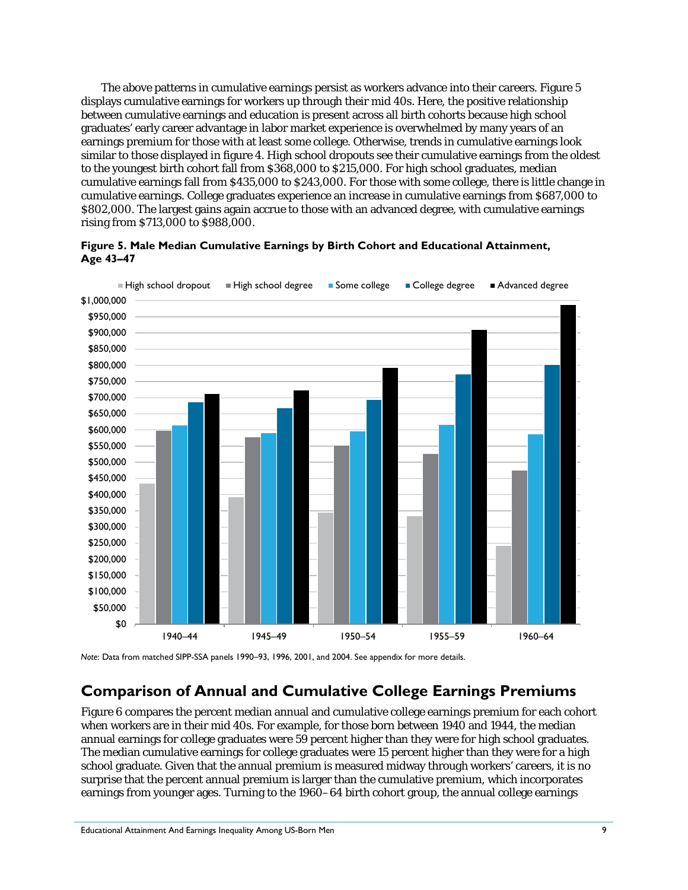The above patterns in cumulative earnings persist as workers advance into their careers. Figure 5 displays cumulative earnings for workers up through their mid 40s. Here, the positive relationship between cumulative earnings and education is present across all birth cohorts because high school graduates' early career advantage in labor market experience is overwhelmed by many years of an earnings premium for those with at least some college. Otherwise, trends in cumulative earnings look similar to those displayed in figure 4. High school dropouts see their cumulative earnings from the oldest to the youngest birth cohort fall from $368,000 to $215,000. For high school graduates, median cumulative earnings fall from $435,000 to $243,000. For those with some college, there is little change in cumulative earnings. College graduates experience an increase in cumulative earnings from $687,000 to $802,000. The largest gains again accrue to those with an advanced degree, with cumulative earnings rising from $713,000 to $988,000.

**Figure 5. Male Median Cumulative Earnings by Birth Cohort and Educational Attainment, Age 43–47**

*Note*: Data from matched SIPP-SSA panels 1990–93, 1996, 2001, and 2004. See appendix for more details.

## Comparison of Annual and Cumulative College Earnings Premiums

Figure 6 compares the percent median annual and cumulative college earnings premium for each cohort when workers are in their mid 40s. For example, for those born between 1940 and 1944, the median annual earnings for college graduates were 59 percent higher than they were for high school graduates. The median cumulative earnings for college graduates were 15 percent higher than they were for a high school graduate. Given that the annual premium is measured midway through workers' careers, it is no surprise that the percent annual premium is larger than the cumulative premium, which incorporates earnings from younger ages. Turning to the 1960–64 birth cohort group, the annual college earnings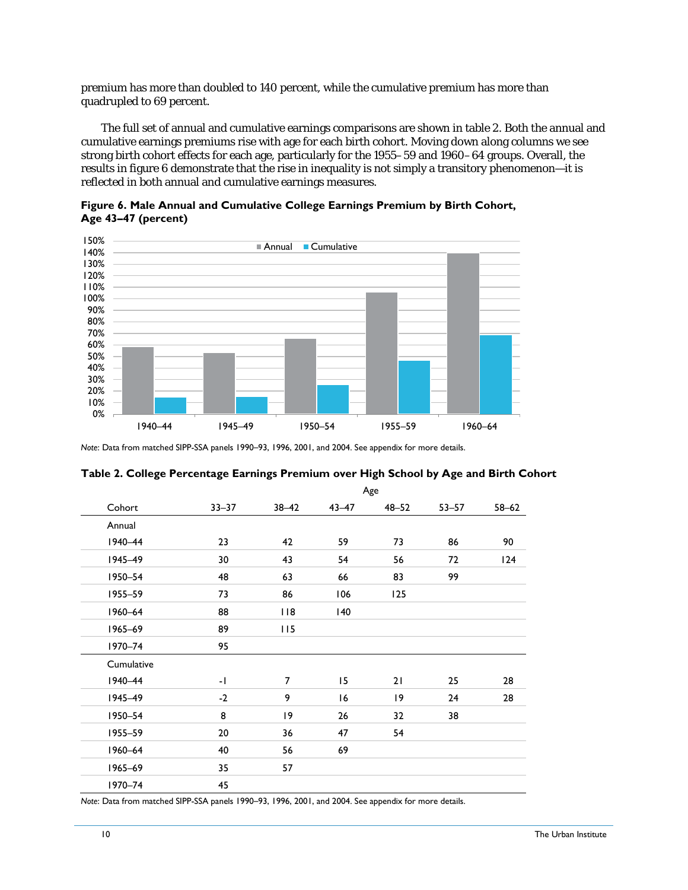premium has more than doubled to 140 percent, while the cumulative premium has more than quadrupled to 69 percent.

The full set of annual and cumulative earnings comparisons are shown in table 2. Both the annual and cumulative earnings premiums rise with age for each birth cohort. Moving down along columns we see strong birth cohort effects for each age, particularly for the 1955–59 and 1960–64 groups. Overall, the results in figure 6 demonstrate that the rise in inequality is not simply a transitory phenomenon—it is reflected in both annual and cumulative earnings measures.

**Figure 6. Male Annual and Cumulative College Earnings Premium by Birth Cohort, Age 43–47 (percent)**

| Cohort | Annual | Cumulative |
|---|---|---|
| 1940–44 | 59% | 15% |
| 1945–49 | 54% | 16% |
| 1950–54 | 66% | 26% |
| 1955–59 | 106% | 47% |
| 1960–64 | 140% | 69% |

*Note:* Data from matched SIPP-SSA panels 1990–93, 1996, 2001, and 2004. See appendix for more details.

**Table 2. College Percentage Earnings Premium over High School by Age and Birth Cohort**

| | Age | | | | | |
|---|---|---|---|---|---|---|
| Cohort | 33–37 | 38–42 | 43–47 | 48–52 | 53–57 | 58–62 |
| Annual | | | | | | |
| 1940–44 | 23 | 42 | 59 | 73 | 86 | 90 |
| 1945–49 | 30 | 43 | 54 | 56 | 72 | 124 |
| 1950–54 | 48 | 63 | 66 | 83 | 99 | |
| 1955–59 | 73 | 86 | 106 | 125 | | |
| 1960–64 | 88 | 118 | 140 | | | |
| 1965–69 | 89 | 115 | | | | |
| 1970–74 | 95 | | | | | |
| Cumulative | | | | | | |
| 1940–44 | -1 | 7 | 15 | 21 | 25 | 28 |
| 1945–49 | -2 | 9 | 16 | 19 | 24 | 28 |
| 1950–54 | 8 | 19 | 26 | 32 | 38 | |
| 1955–59 | 20 | 36 | 47 | 54 | | |
| 1960–64 | 40 | 56 | 69 | | | |
| 1965–69 | 35 | 57 | | | | |
| 1970–74 | 45 | | | | | |

*Note:* Data from matched SIPP-SSA panels 1990–93, 1996, 2001, and 2004. See appendix for more details.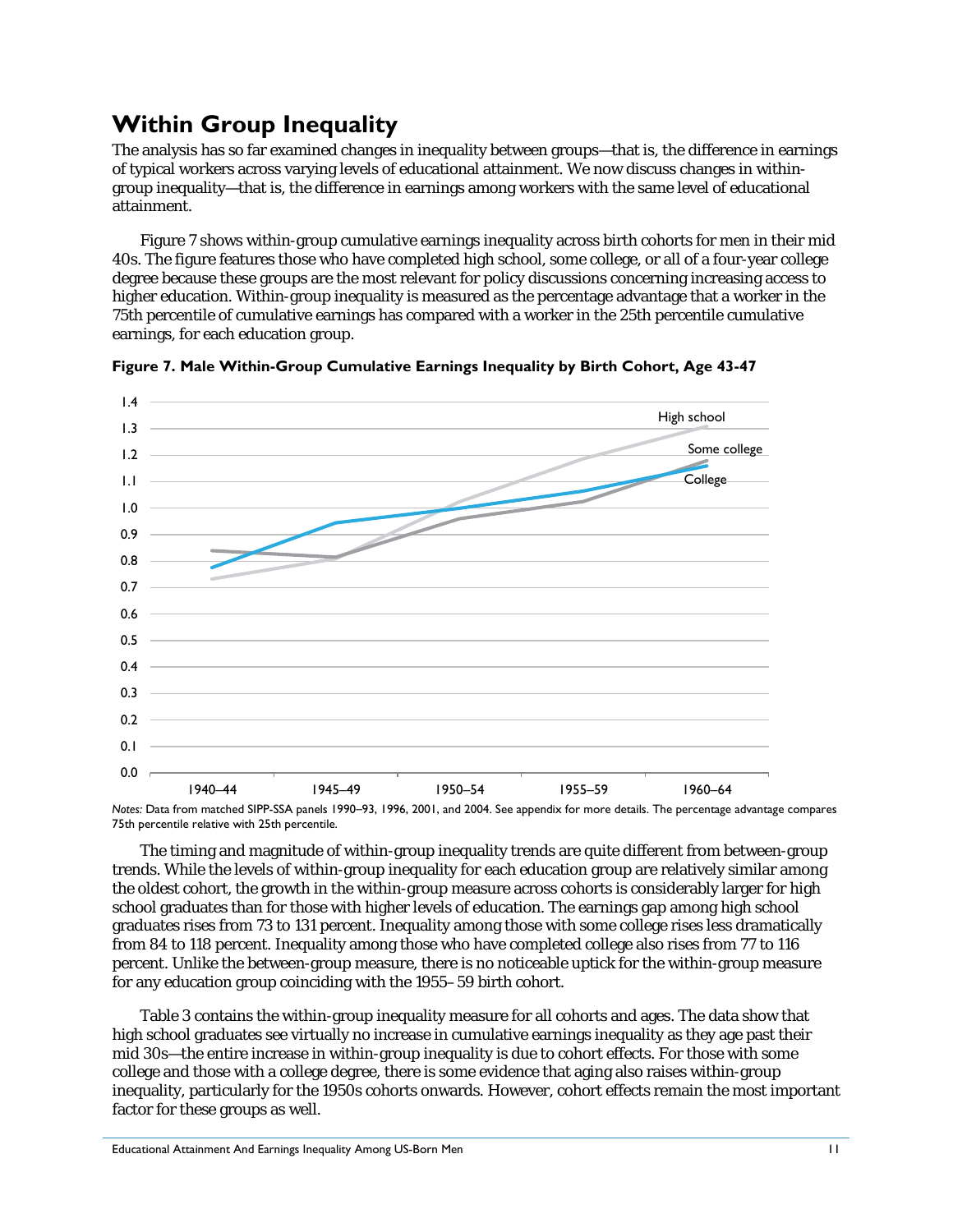## Within Group Inequality

The analysis has so far examined changes in inequality between groups—that is, the difference in earnings of typical workers across varying levels of educational attainment. We now discuss changes in within-group inequality—that is, the difference in earnings among workers with the same level of educational attainment.

Figure 7 shows within-group cumulative earnings inequality across birth cohorts for men in their mid 40s. The figure features those who have completed high school, some college, or all of a four-year college degree because these groups are the most relevant for policy discussions concerning increasing access to higher education. Within-group inequality is measured as the percentage advantage that a worker in the 75th percentile of cumulative earnings has compared with a worker in the 25th percentile cumulative earnings, for each education group.

**Figure 7. Male Within-Group Cumulative Earnings Inequality by Birth Cohort, Age 43-47**

*Notes:* Data from matched SIPP-SSA panels 1990–93, 1996, 2001, and 2004. See appendix for more details. The percentage advantage compares 75th percentile relative with 25th percentile.

The timing and magnitude of within-group inequality trends are quite different from between-group trends. While the levels of within-group inequality for each education group are relatively similar among the oldest cohort, the growth in the within-group measure across cohorts is considerably larger for high school graduates than for those with higher levels of education. The earnings gap among high school graduates rises from 73 to 131 percent. Inequality among those with some college rises less dramatically from 84 to 118 percent. Inequality among those who have completed college also rises from 77 to 116 percent. Unlike the between-group measure, there is no noticeable uptick for the within-group measure for any education group coinciding with the 1955–59 birth cohort.

Table 3 contains the within-group inequality measure for all cohorts and ages. The data show that high school graduates see virtually no increase in cumulative earnings inequality as they age past their mid 30s—the entire increase in within-group inequality is due to cohort effects. For those with some college and those with a college degree, there is some evidence that aging also raises within-group inequality, particularly for the 1950s cohorts onwards. However, cohort effects remain the most important factor for these groups as well.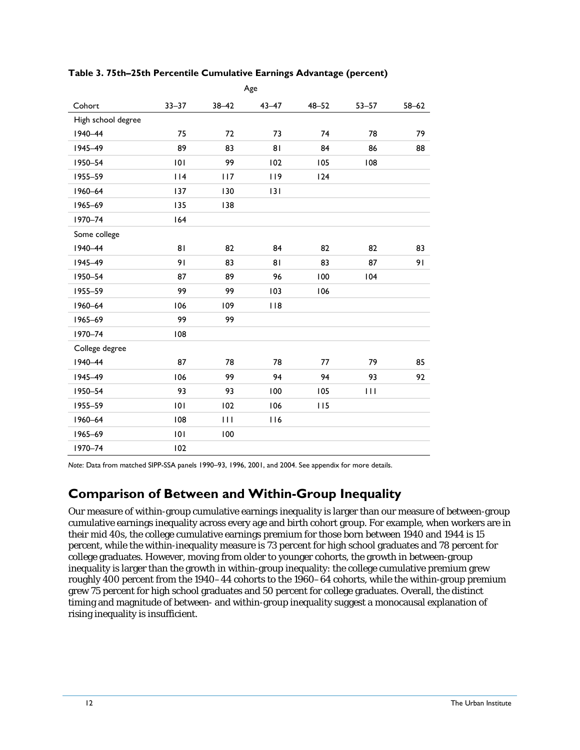**Table 3. 75th–25th Percentile Cumulative Earnings Advantage (percent)**

| | Age | | | | | |
|---|---|---|---|---|---|---|
| Cohort | 33–37 | 38–42 | 43–47 | 48–52 | 53–57 | 58–62 |
| High school degree | | | | | | |
| 1940–44 | 75 | 72 | 73 | 74 | 78 | 79 |
| 1945–49 | 89 | 83 | 81 | 84 | 86 | 88 |
| 1950–54 | 101 | 99 | 102 | 105 | 108 | |
| 1955–59 | 114 | 117 | 119 | 124 | | |
| 1960–64 | 137 | 130 | 131 | | | |
| 1965–69 | 135 | 138 | | | | |
| 1970–74 | 164 | | | | | |
| Some college | | | | | | |
| 1940–44 | 81 | 82 | 84 | 82 | 82 | 83 |
| 1945–49 | 91 | 83 | 81 | 83 | 87 | 91 |
| 1950–54 | 87 | 89 | 96 | 100 | 104 | |
| 1955–59 | 99 | 99 | 103 | 106 | | |
| 1960–64 | 106 | 109 | 118 | | | |
| 1965–69 | 99 | 99 | | | | |
| 1970–74 | 108 | | | | | |
| College degree | | | | | | |
| 1940–44 | 87 | 78 | 78 | 77 | 79 | 85 |
| 1945–49 | 106 | 99 | 94 | 94 | 93 | 92 |
| 1950–54 | 93 | 93 | 100 | 105 | 111 | |
| 1955–59 | 101 | 102 | 106 | 115 | | |
| 1960–64 | 108 | 111 | 116 | | | |
| 1965–69 | 101 | 100 | | | | |
| 1970–74 | 102 | | | | | |

*Note*: Data from matched SIPP-SSA panels 1990–93, 1996, 2001, and 2004. See appendix for more details.

## Comparison of Between and Within-Group Inequality

Our measure of within-group cumulative earnings inequality is larger than our measure of between-group cumulative earnings inequality across every age and birth cohort group. For example, when workers are in their mid 40s, the college cumulative earnings premium for those born between 1940 and 1944 is 15 percent, while the within-inequality measure is 73 percent for high school graduates and 78 percent for college graduates. However, moving from older to younger cohorts, the growth in between-group inequality is larger than the growth in within-group inequality: the college cumulative premium grew roughly 400 percent from the 1940–44 cohorts to the 1960–64 cohorts, while the within-group premium grew 75 percent for high school graduates and 50 percent for college graduates. Overall, the distinct timing and magnitude of between- and within-group inequality suggest a monocausal explanation of rising inequality is insufficient.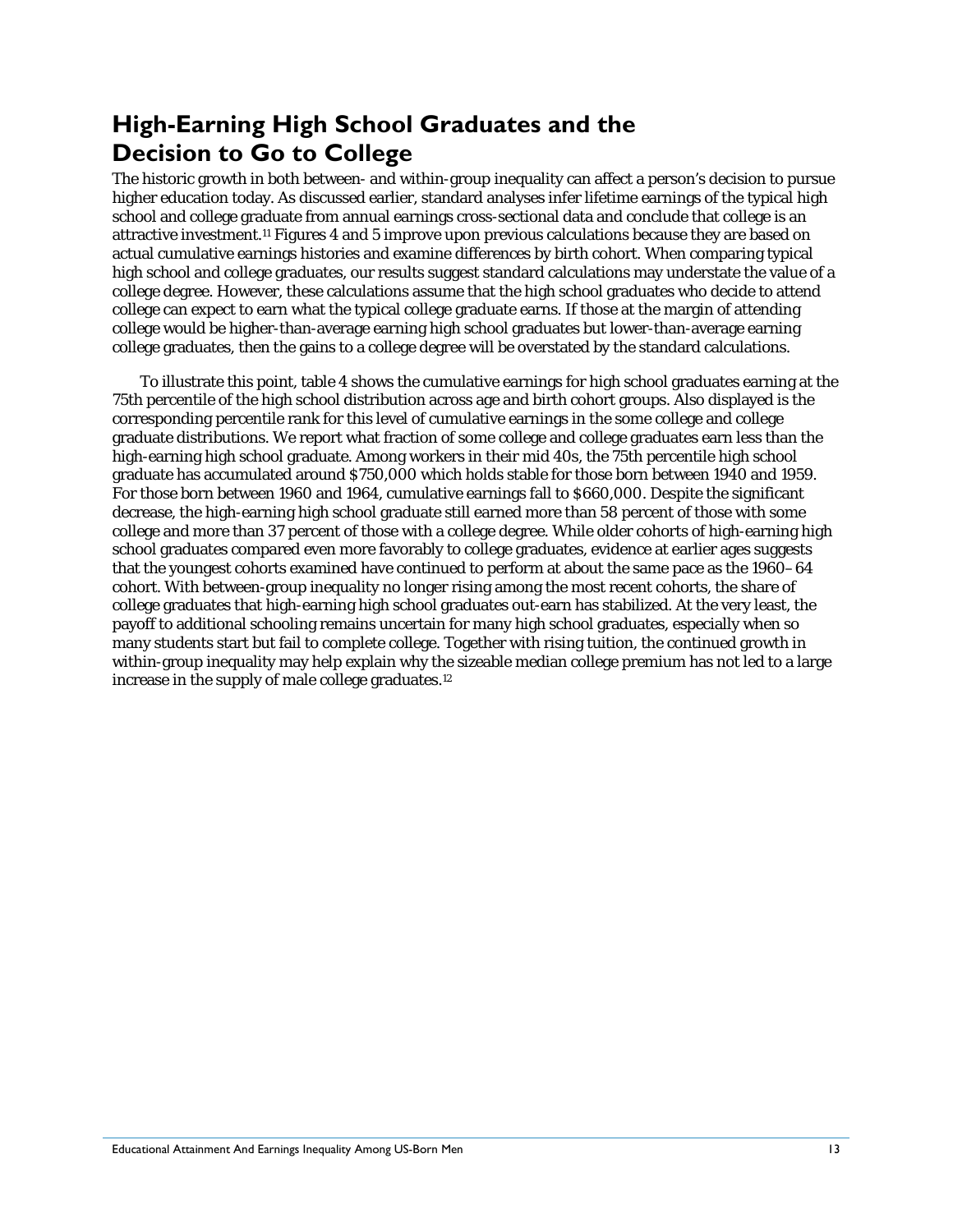## High-Earning High School Graduates and the Decision to Go to College

The historic growth in both between- and within-group inequality can affect a person's decision to pursue higher education today. As discussed earlier, standard analyses infer lifetime earnings of the typical high school and college graduate from annual earnings cross-sectional data and conclude that college is an attractive investment.[11] Figures 4 and 5 improve upon previous calculations because they are based on actual cumulative earnings histories and examine differences by birth cohort. When comparing typical high school and college graduates, our results suggest standard calculations may understate the value of a college degree. However, these calculations assume that the high school graduates who decide to attend college can expect to earn what the typical college graduate earns. If those at the margin of attending college would be higher-than-average earning high school graduates but lower-than-average earning college graduates, then the gains to a college degree will be overstated by the standard calculations.

To illustrate this point, table 4 shows the cumulative earnings for high school graduates earning at the 75th percentile of the high school distribution across age and birth cohort groups. Also displayed is the corresponding percentile rank for this level of cumulative earnings in the some college and college graduate distributions. We report what fraction of some college and college graduates earn less than the high-earning high school graduate. Among workers in their mid 40s, the 75th percentile high school graduate has accumulated around $750,000 which holds stable for those born between 1940 and 1959. For those born between 1960 and 1964, cumulative earnings fall to $660,000. Despite the significant decrease, the high-earning high school graduate still earned more than 58 percent of those with some college and more than 37 percent of those with a college degree. While older cohorts of high-earning high school graduates compared even more favorably to college graduates, evidence at earlier ages suggests that the youngest cohorts examined have continued to perform at about the same pace as the 1960–64 cohort. With between-group inequality no longer rising among the most recent cohorts, the share of college graduates that high-earning high school graduates out-earn has stabilized. At the very least, the payoff to additional schooling remains uncertain for many high school graduates, especially when so many students start but fail to complete college. Together with rising tuition, the continued growth in within-group inequality may help explain why the sizeable median college premium has not led to a large increase in the supply of male college graduates.[12]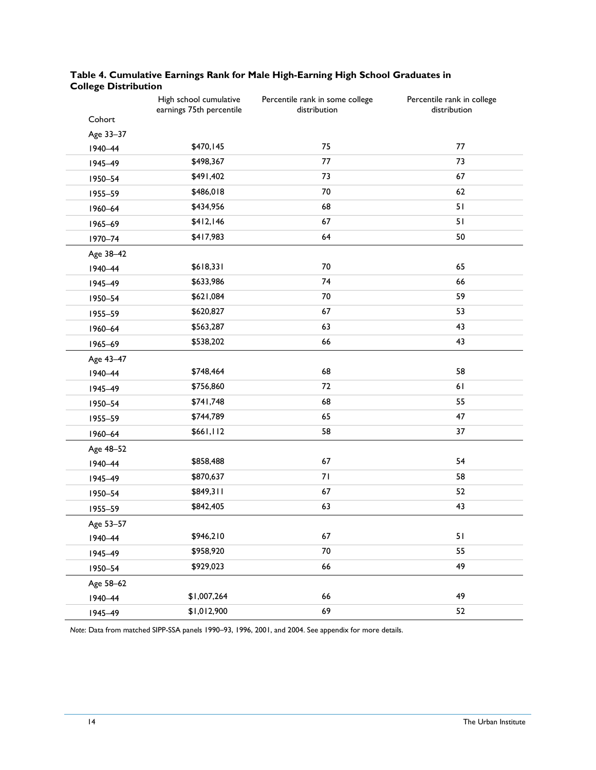**Table 4. Cumulative Earnings Rank for Male High-Earning High School Graduates in College Distribution**

| Cohort | High school cumulative earnings 75th percentile | Percentile rank in some college distribution | Percentile rank in college distribution |
|---|---|---|---|
| Age 33–37 | | | |
| 1940–44 | $470,145 | 75 | 77 |
| 1945–49 | $498,367 | 77 | 73 |
| 1950–54 | $491,402 | 73 | 67 |
| 1955–59 | $486,018 | 70 | 62 |
| 1960–64 | $434,956 | 68 | 51 |
| 1965–69 | $412,146 | 67 | 51 |
| 1970–74 | $417,983 | 64 | 50 |
| Age 38–42 | | | |
| 1940–44 | $618,331 | 70 | 65 |
| 1945–49 | $633,986 | 74 | 66 |
| 1950–54 | $621,084 | 70 | 59 |
| 1955–59 | $620,827 | 67 | 53 |
| 1960–64 | $563,287 | 63 | 43 |
| 1965–69 | $538,202 | 66 | 43 |
| Age 43–47 | | | |
| 1940–44 | $748,464 | 68 | 58 |
| 1945–49 | $756,860 | 72 | 61 |
| 1950–54 | $741,748 | 68 | 55 |
| 1955–59 | $744,789 | 65 | 47 |
| 1960–64 | $661,112 | 58 | 37 |
| Age 48–52 | | | |
| 1940–44 | $858,488 | 67 | 54 |
| 1945–49 | $870,637 | 71 | 58 |
| 1950–54 | $849,311 | 67 | 52 |
| 1955–59 | $842,405 | 63 | 43 |
| Age 53–57 | | | |
| 1940–44 | $946,210 | 67 | 51 |
| 1945–49 | $958,920 | 70 | 55 |
| 1950–54 | $929,023 | 66 | 49 |
| Age 58–62 | | | |
| 1940–44 | $1,007,264 | 66 | 49 |
| 1945–49 | $1,012,900 | 69 | 52 |

*Note*: Data from matched SIPP-SSA panels 1990–93, 1996, 2001, and 2004. See appendix for more details.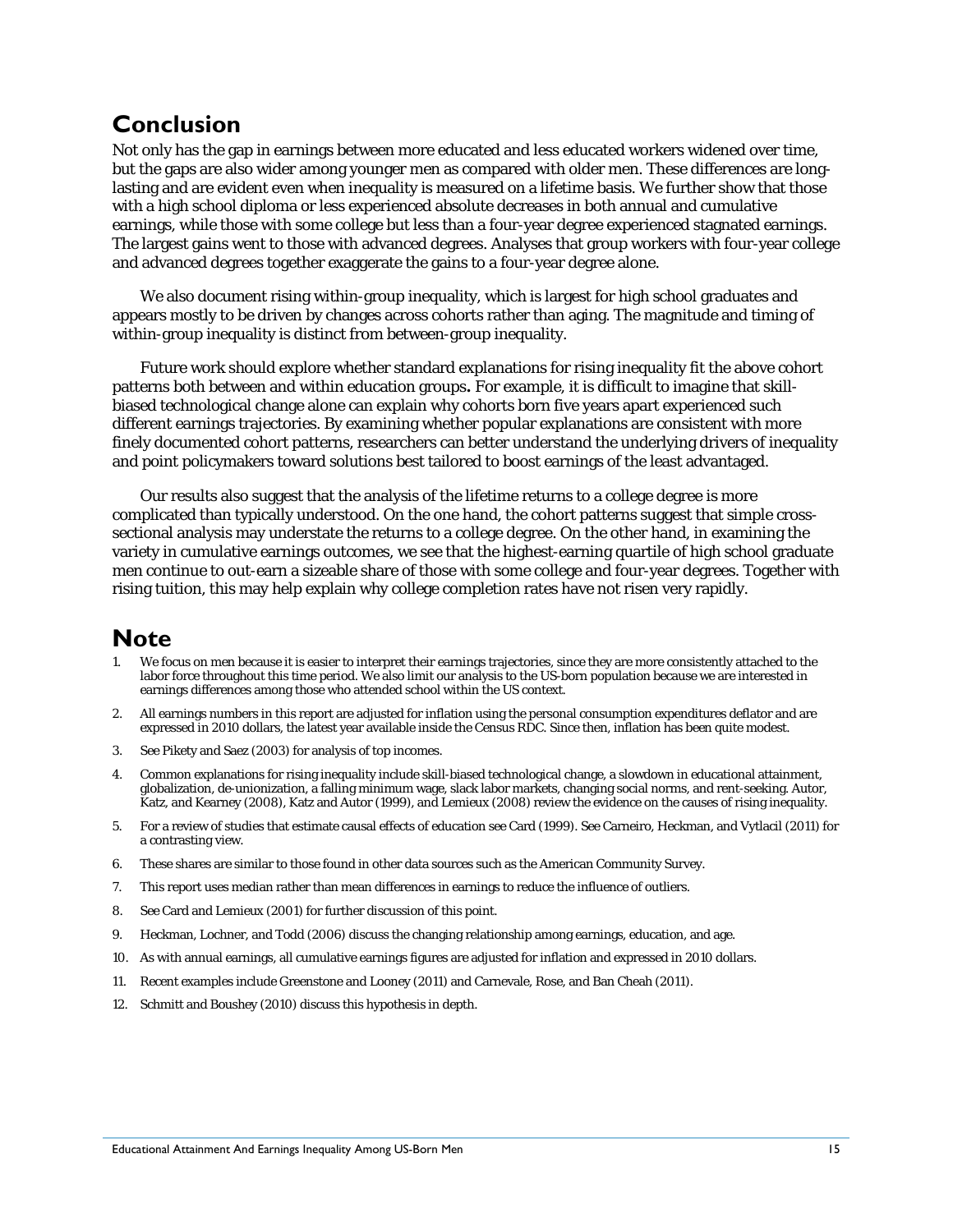## Conclusion

Not only has the gap in earnings between more educated and less educated workers widened over time, but the gaps are also wider among younger men as compared with older men. These differences are long-lasting and are evident even when inequality is measured on a lifetime basis. We further show that those with a high school diploma or less experienced absolute decreases in both annual and cumulative earnings, while those with some college but less than a four-year degree experienced stagnated earnings. The largest gains went to those with advanced degrees. Analyses that group workers with four-year college and advanced degrees together exaggerate the gains to a four-year degree alone.

We also document rising within-group inequality, which is largest for high school graduates and appears mostly to be driven by changes across cohorts rather than aging. The magnitude and timing of within-group inequality is distinct from between-group inequality.

Future work should explore whether standard explanations for rising inequality fit the above cohort patterns both between and within education groups**.** For example, it is difficult to imagine that skill-biased technological change alone can explain why cohorts born five years apart experienced such different earnings trajectories. By examining whether popular explanations are consistent with more finely documented cohort patterns, researchers can better understand the underlying drivers of inequality and point policymakers toward solutions best tailored to boost earnings of the least advantaged.

Our results also suggest that the analysis of the lifetime returns to a college degree is more complicated than typically understood. On the one hand, the cohort patterns suggest that simple cross-sectional analysis may understate the returns to a college degree. On the other hand, in examining the variety in cumulative earnings outcomes, we see that the highest-earning quartile of high school graduate men continue to out-earn a sizeable share of those with some college and four-year degrees. Together with rising tuition, this may help explain why college completion rates have not risen very rapidly.

## Note

1. We focus on men because it is easier to interpret their earnings trajectories, since they are more consistently attached to the labor force throughout this time period. We also limit our analysis to the US-born population because we are interested in earnings differences among those who attended school within the US context.
2. All earnings numbers in this report are adjusted for inflation using the personal consumption expenditures deflator and are expressed in 2010 dollars, the latest year available inside the Census RDC. Since then, inflation has been quite modest.
3. See Pikety and Saez (2003) for analysis of top incomes.
4. Common explanations for rising inequality include skill-biased technological change, a slowdown in educational attainment, globalization, de-unionization, a falling minimum wage, slack labor markets, changing social norms, and rent-seeking. Autor, Katz, and Kearney (2008), Katz and Autor (1999), and Lemieux (2008) review the evidence on the causes of rising inequality.
5. For a review of studies that estimate causal effects of education see Card (1999). See Carneiro, Heckman, and Vytlacil (2011) for a contrasting view.
6. These shares are similar to those found in other data sources such as the American Community Survey.
7. This report uses median rather than mean differences in earnings to reduce the influence of outliers.
8. See Card and Lemieux (2001) for further discussion of this point.
9. Heckman, Lochner, and Todd (2006) discuss the changing relationship among earnings, education, and age.
10. As with annual earnings, all cumulative earnings figures are adjusted for inflation and expressed in 2010 dollars.
11. Recent examples include Greenstone and Looney (2011) and Carnevale, Rose, and Ban Cheah (2011).
12. Schmitt and Boushey (2010) discuss this hypothesis in depth.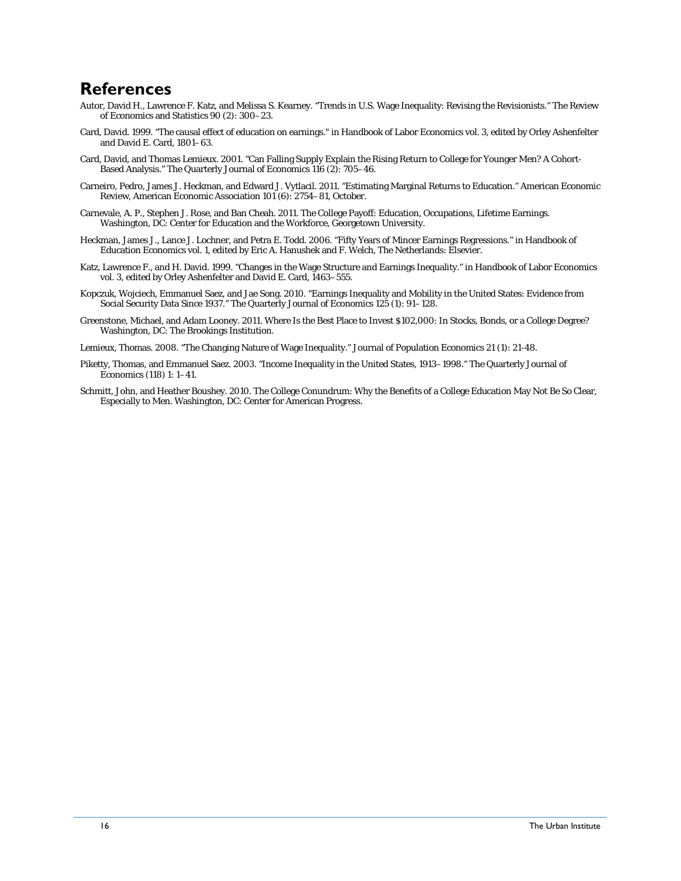# References

Autor, David H., Lawrence F. Katz, and Melissa S. Kearney. "Trends in U.S. Wage Inequality: Revising the Revisionists." The Review of Economics and Statistics 90 (2): 300–23.

Card, David. 1999. "The causal effect of education on earnings." in Handbook of Labor Economics vol. 3, edited by Orley Ashenfelter and David E. Card, 1801–63.

Card, David, and Thomas Lemieux. 2001. "Can Falling Supply Explain the Rising Return to College for Younger Men? A Cohort-Based Analysis." The Quarterly Journal of Economics 116 (2): 705–46.

Carneiro, Pedro, James J. Heckman, and Edward J. Vytlacil. 2011. "Estimating Marginal Returns to Education." American Economic Review, American Economic Association 101 (6): 2754–81, October.

Carnevale, A. P., Stephen J. Rose, and Ban Cheah. 2011. The College Payoff: Education, Occupations, Lifetime Earnings. Washington, DC: Center for Education and the Workforce, Georgetown University.

Heckman, James J., Lance J. Lochner, and Petra E. Todd. 2006. "Fifty Years of Mincer Earnings Regressions." in Handbook of Education Economics vol. 1, edited by Eric A. Hanushek and F. Welch, The Netherlands: Elsevier.

Katz, Lawrence F., and H. David. 1999. "Changes in the Wage Structure and Earnings Inequality." in Handbook of Labor Economics vol. 3, edited by Orley Ashenfelter and David E. Card, 1463–555.

Kopczuk, Wojciech, Emmanuel Saez, and Jae Song. 2010. "Earnings Inequality and Mobility in the United States: Evidence from Social Security Data Since 1937." The Quarterly Journal of Economics 125 (1): 91–128.

Greenstone, Michael, and Adam Looney. 2011. Where Is the Best Place to Invest $102,000: In Stocks, Bonds, or a College Degree? Washington, DC: The Brookings Institution.

Lemieux, Thomas. 2008. "The Changing Nature of Wage Inequality." Journal of Population Economics 21 (1): 21-48.

Piketty, Thomas, and Emmanuel Saez. 2003. "Income Inequality in the United States, 1913–1998." The Quarterly Journal of Economics (118) 1: 1–41.

Schmitt, John, and Heather Boushey. 2010. The College Conundrum: Why the Benefits of a College Education May Not Be So Clear, Especially to Men. Washington, DC: Center for American Progress.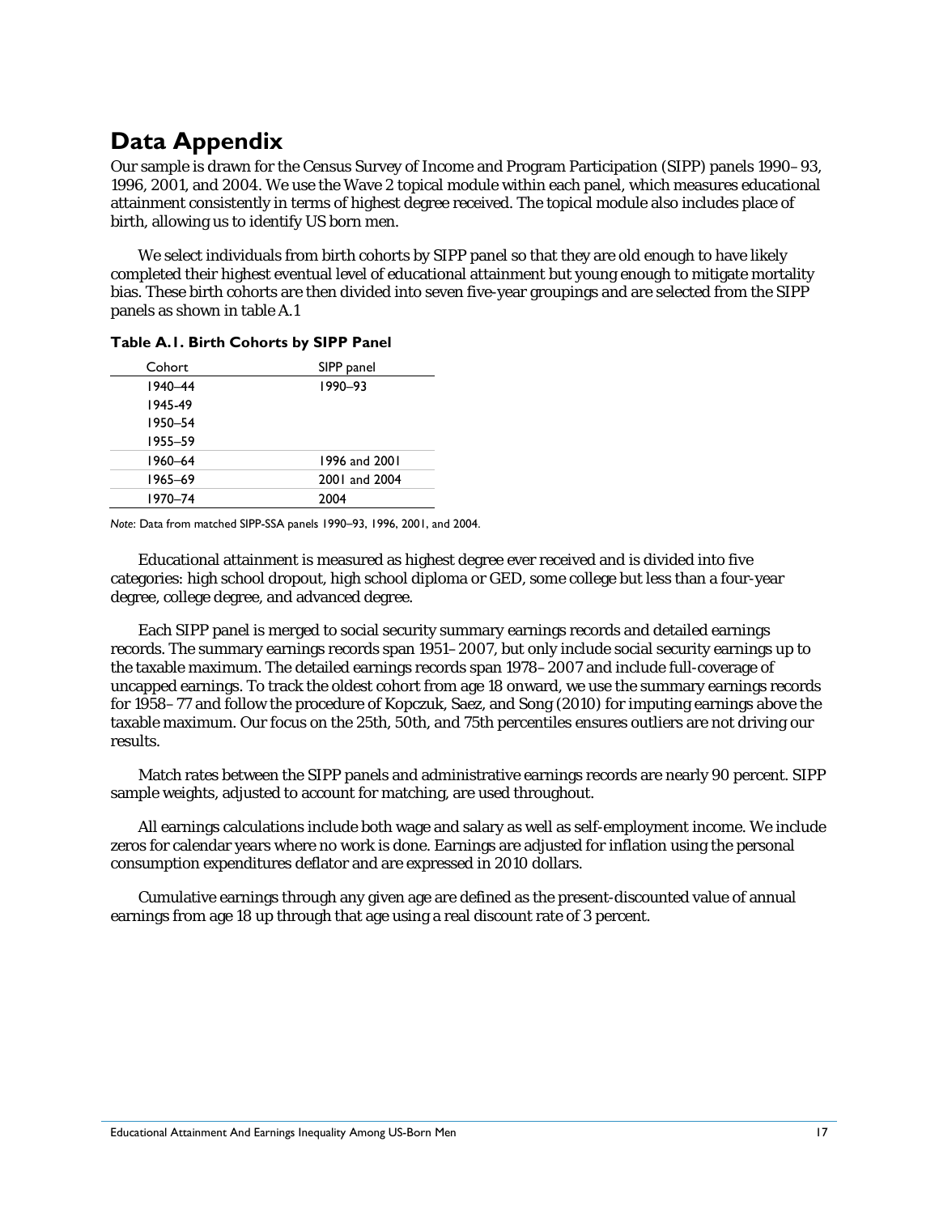# Data Appendix

Our sample is drawn for the Census Survey of Income and Program Participation (SIPP) panels 1990–93, 1996, 2001, and 2004. We use the Wave 2 topical module within each panel, which measures educational attainment consistently in terms of highest degree received. The topical module also includes place of birth, allowing us to identify US born men.

We select individuals from birth cohorts by SIPP panel so that they are old enough to have likely completed their highest eventual level of educational attainment but young enough to mitigate mortality bias. These birth cohorts are then divided into seven five-year groupings and are selected from the SIPP panels as shown in table A.1

**Table A.1. Birth Cohorts by SIPP Panel**

| Cohort | SIPP panel |
|---|---|
| 1940–44 | 1990–93 |
| 1945-49 | |
| 1950–54 | |
| 1955–59 | |
| 1960–64 | 1996 and 2001 |
| 1965–69 | 2001 and 2004 |
| 1970–74 | 2004 |

*Note*: Data from matched SIPP-SSA panels 1990–93, 1996, 2001, and 2004.

Educational attainment is measured as highest degree ever received and is divided into five categories: high school dropout, high school diploma or GED, some college but less than a four-year degree, college degree, and advanced degree.

Each SIPP panel is merged to social security summary earnings records and detailed earnings records. The summary earnings records span 1951–2007, but only include social security earnings up to the taxable maximum. The detailed earnings records span 1978–2007 and include full-coverage of uncapped earnings. To track the oldest cohort from age 18 onward, we use the summary earnings records for 1958–77 and follow the procedure of Kopczuk, Saez, and Song (2010) for imputing earnings above the taxable maximum. Our focus on the 25th, 50th, and 75th percentiles ensures outliers are not driving our results.

Match rates between the SIPP panels and administrative earnings records are nearly 90 percent. SIPP sample weights, adjusted to account for matching, are used throughout.

All earnings calculations include both wage and salary as well as self-employment income. We include zeros for calendar years where no work is done. Earnings are adjusted for inflation using the personal consumption expenditures deflator and are expressed in 2010 dollars.

Cumulative earnings through any given age are defined as the present-discounted value of annual earnings from age 18 up through that age using a real discount rate of 3 percent.